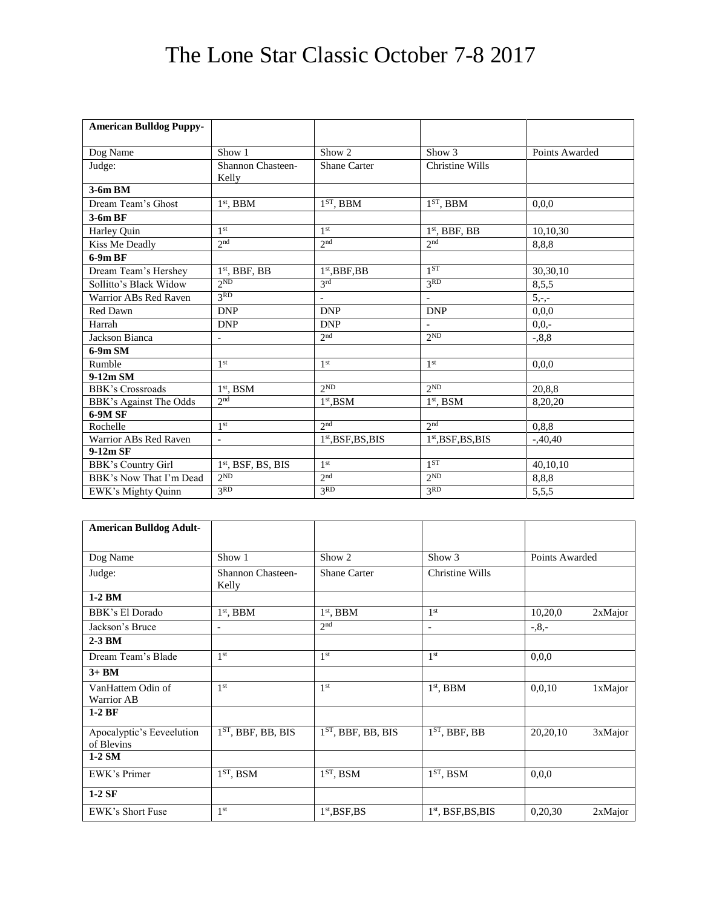# The Lone Star Classic October 7-8 2017

| **American Bulldog Puppy-** | | | | |
|---|---|---|---|---|
| Dog Name | Show 1 | Show 2 | Show 3 | Points Awarded |
| Judge: | Shannon Chasteen-Kelly | Shane Carter | Christine Wills | |
| **3-6m BM** | | | | |
| Dream Team's Ghost | 1st, BBM | 1ST, BBM | 1ST, BBM | 0,0,0 |
| **3-6m BF** | | | | |
| Harley Quin | 1st | 1st | 1st, BBF, BB | 10,10,30 |
| Kiss Me Deadly | 2nd | 2nd | 2nd | 8,8,8 |
| **6-9m BF** | | | | |
| Dream Team's Hershey | 1st, BBF, BB | 1st,BBF,BB | 1ST | 30,30,10 |
| Sollitto's Black Widow | 2ND | 3rd | 3RD | 8,5,5 |
| Warrior ABs Red Raven | 3RD | - | - | 5,-,- |
| Red Dawn | DNP | DNP | DNP | 0,0,0 |
| Harrah | DNP | DNP | - | 0,0,- |
| Jackson Bianca | - | 2nd | 2ND | -,8,8 |
| **6-9m SM** | | | | |
| Rumble | 1st | 1st | 1st | 0,0,0 |
| **9-12m SM** | | | | |
| BBK's Crossroads | 1st, BSM | 2ND | 2ND | 20,8,8 |
| BBK's Against The Odds | 2nd | 1st,BSM | 1st, BSM | 8,20,20 |
| **6-9M SF** | | | | |
| Rochelle | 1st | 2nd | 2nd | 0,8,8 |
| Warrior ABs Red Raven | - | 1st,BSF,BS,BIS | 1st,BSF,BS,BIS | -,40,40 |
| **9-12m SF** | | | | |
| BBK's Country Girl | 1st, BSF, BS, BIS | 1st | 1ST | 40,10,10 |
| BBK's Now That I'm Dead | 2ND | 2nd | 2ND | 8,8,8 |
| EWK's Mighty Quinn | 3RD | 3RD | 3RD | 5,5,5 |

| **American Bulldog Adult-** | | | | |
|---|---|---|---|---|
| Dog Name | Show 1 | Show 2 | Show 3 | Points Awarded |
| Judge: | Shannon Chasteen-Kelly | Shane Carter | Christine Wills | |
| **1-2 BM** | | | | |
| BBK's El Dorado | 1st, BBM | 1st, BBM | 1st | 10,20,0 2xMajor |
| Jackson's Bruce | - | 2nd | - | -,8,- |
| **2-3 BM** | | | | |
| Dream Team's Blade | 1st | 1st | 1st | 0,0,0 |
| **3+ BM** | | | | |
| VanHattem Odin of Warrior AB | 1st | 1st | 1st, BBM | 0,0,10 1xMajor |
| **1-2 BF** | | | | |
| Apocalyptic's Eeveelution of Blevins | 1ST, BBF, BB, BIS | 1ST, BBF, BB, BIS | 1ST, BBF, BB | 20,20,10 3xMajor |
| **1-2 SM** | | | | |
| EWK's Primer | 1ST, BSM | 1ST, BSM | 1ST, BSM | 0,0,0 |
| **1-2 SF** | | | | |
| EWK's Short Fuse | 1st | 1st,BSF,BS | 1st, BSF,BS,BIS | 0,20,30 2xMajor |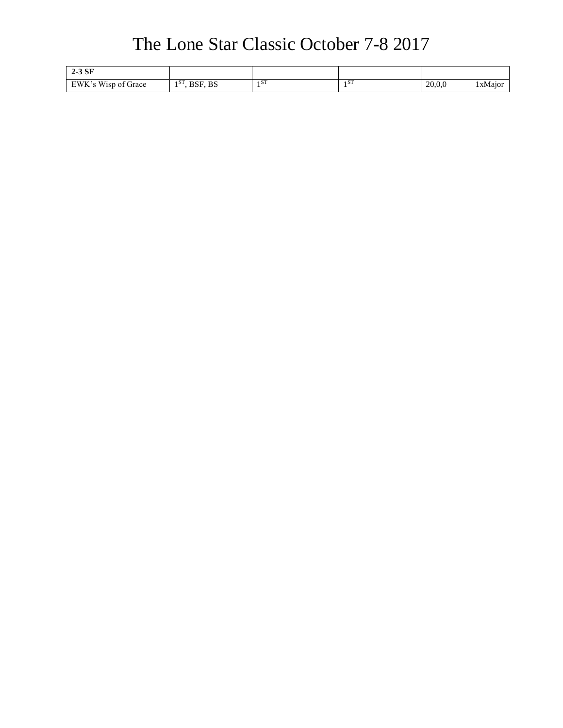# The Lone Star Classic October 7-8 2017

| | | | | |
|---|---|---|---|---|
| **2-3 SF** | | | | |
| EWK's Wisp of Grace | 1ST, BSF, BS | 1ST | 1ST | 20,0,0 1xMajor |